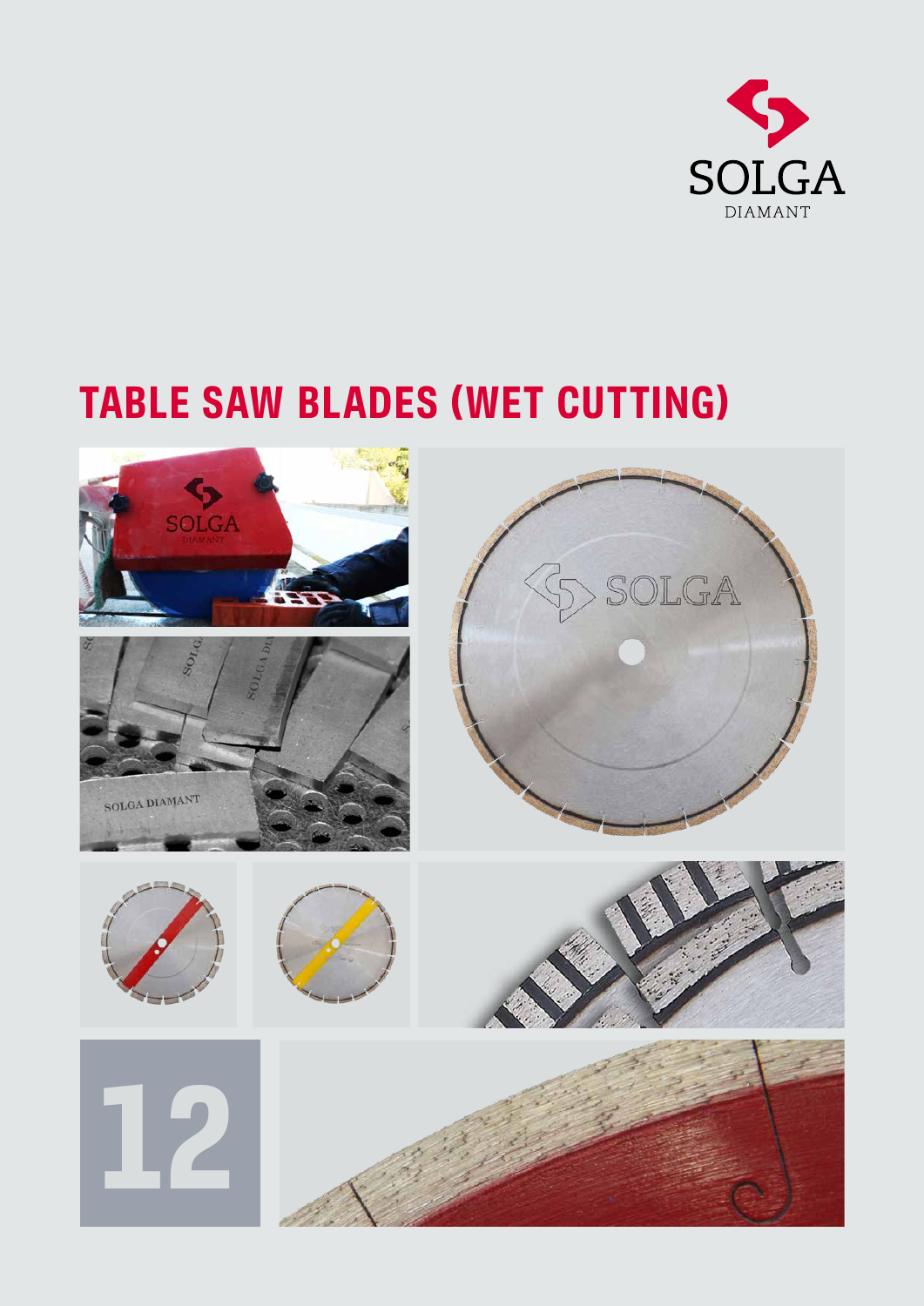SOLGA

DIAMANT

# TABLE SAW BLADES (WET CUTTING)

12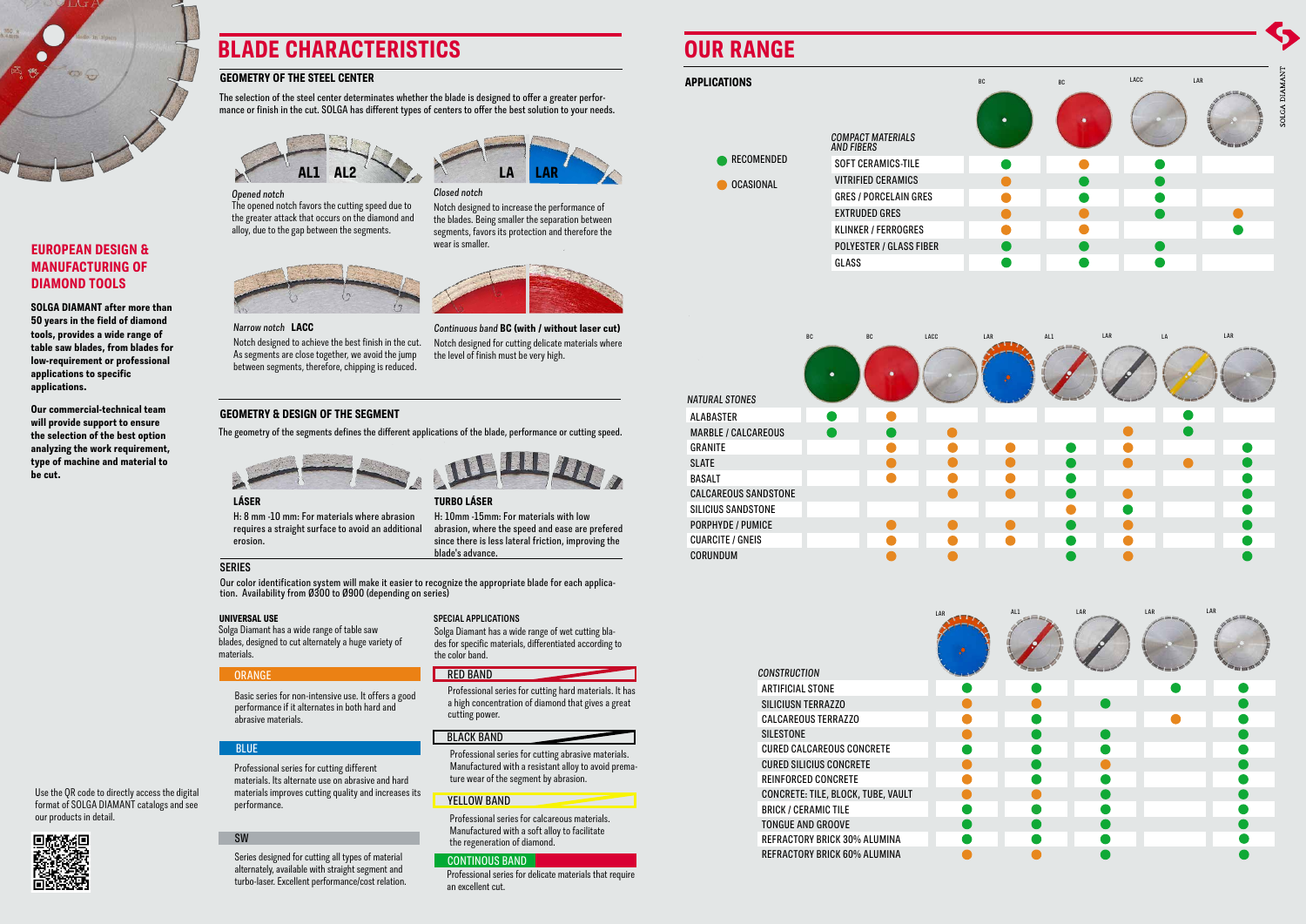## EUROPEAN DESIGN & MANUFACTURING OF DIAMOND TOOLS

**SOLGA DIAMANT after more than 50 years in the field of diamond tools, provides a wide range of table saw blades, from blades for low-requirement or professional applications to specific applications.**

**Our commercial-technical team will provide support to ensure the selection of the best option analyzing the work requirement, type of machine and material to be cut.**

Use the QR code to directly access the digital format of SOLGA DIAMANT catalogs and see our products in detail.

# BLADE CHARACTERISTICS

## GEOMETRY OF THE STEEL CENTER

The selection of the steel center determinates whether the blade is designed to offer a greater performance or finish in the cut. SOLGA has different types of centers to offer the best solution to your needs.

**AL1 AL2**

*Opened notch*
The opened notch favors the cutting speed due to the greater attack that occurs on the diamond and alloy, due to the gap between the segments.

**LA LAR**

*Closed notch*
Notch designed to increase the performance of the blades. Being smaller the separation between segments, favors its protection and therefore the wear is smaller.

*Narrow notch* **LACC**
Notch designed to achieve the best finish in the cut. As segments are close together, we avoid the jump between segments, therefore, chipping is reduced.

*Continuous band* **BC (with / without laser cut)**
Notch designed for cutting delicate materials where the level of finish must be very high.

## GEOMETRY & DESIGN OF THE SEGMENT

The geometry of the segments defines the different applications of the blade, performance or cutting speed.

**LÁSER**
H: 8 mm -10 mm: For materials where abrasion requires a straight surface to avoid an additional erosion.

**TURBO LÁSER**
H: 10mm -15mm: For materials with low abrasion, where the speed and ease are prefered since there is less lateral friction, improving the blade's advance.

## SERIES

Our color identification system will make it easier to recognize the appropriate blade for each application. Availability from Ø300 to Ø900 (depending on series)

**UNIVERSAL USE**
Solga Diamant has a wide range of table saw blades, designed to cut alternately a huge variety of materials.

**ORANGE**
Basic series for non-intensive use. It offers a good performance if it alternates in both hard and abrasive materials.

**BLUE**
Professional series for cutting different materials. Its alternate use on abrasive and hard materials improves cutting quality and increases its performance.

**SW**
Series designed for cutting all types of material alternately, available with straight segment and turbo-laser. Excellent performance/cost relation.

**SPECIAL APPLICATIONS**
Solga Diamant has a wide range of wet cutting blades for specific materials, differentiated according to the color band.

**RED BAND**
Professional series for cutting hard materials. It has a high concentration of diamond that gives a great cutting power.

**BLACK BAND**
Professional series for cutting abrasive materials. Manufactured with a resistant alloy to avoid premature wear of the segment by abrasion.

**YELLOW BAND**
Professional series for calcareous materials. Manufactured with a soft alloy to facilitate the regeneration of diamond.

**CONTINOUS BAND**
Professional series for delicate materials that require an excellent cut.

# OUR RANGE

## APPLICATIONS

🟢 RECOMENDED

🟠 OCASIONAL

| COMPACT MATERIALS AND FIBERS | BC | BC | LACC | LAR |
|---|---|---|---|---|
| SOFT CERAMICS-TILE | 🟢 | 🟠 | 🟢 | |
| VITRIFIED CERAMICS | 🟠 | 🟢 | 🟢 | |
| GRES / PORCELAIN GRES | 🟠 | 🟢 | 🟢 | |
| EXTRUDED GRES | 🟠 | 🟠 | 🟢 | 🟠 |
| KLINKER / FERROGRES | 🟠 | 🟠 | | 🟢 |
| POLYESTER / GLASS FIBER | 🟢 | 🟢 | 🟢 | |
| GLASS | 🟢 | 🟢 | 🟢 | |

| NATURAL STONES | BC | BC | LACC | LAR | AL1 | LAR | LA | LAR |
|---|---|---|---|---|---|---|---|---|
| ALABASTER | 🟢 | 🟠 | | | | | 🟢 | |
| MARBLE / CALCAREOUS | 🟢 | 🟢 | 🟠 | | | 🟠 | 🟢 | |
| GRANITE | | 🟠 | 🟠 | 🟠 | 🟢 | 🟠 | | 🟢 |
| SLATE | | 🟠 | 🟠 | 🟠 | 🟢 | 🟠 | 🟠 | 🟢 |
| BASALT | | 🟠 | 🟠 | 🟠 | 🟢 | | | 🟢 |
| CALCAREOUS SANDSTONE | | | 🟠 | 🟠 | 🟢 | 🟠 | | 🟢 |
| SILICIUS SANDSTONE | | | | | 🟠 | 🟢 | | 🟢 |
| PORPHYDE / PUMICE | | 🟠 | 🟠 | 🟠 | 🟢 | 🟠 | | 🟢 |
| CUARCITE / GNEIS | | 🟠 | 🟠 | 🟠 | 🟢 | 🟠 | | 🟢 |
| CORUNDUM | | 🟠 | 🟠 | | 🟢 | 🟠 | | 🟢 |

| CONSTRUCTION | LAR | AL1 | LAR | LAR | LAR |
|---|---|---|---|---|---|
| ARTIFICIAL STONE | 🟢 | 🟢 | | 🟢 | 🟢 |
| SILICIUSN TERRAZZO | 🟠 | 🟠 | 🟢 | | 🟢 |
| CALCAREOUS TERRAZZO | 🟠 | 🟢 | | 🟠 | 🟢 |
| SILESTONE | 🟠 | 🟢 | 🟢 | | 🟢 |
| CURED CALCAREOUS CONCRETE | 🟢 | 🟢 | 🟢 | | 🟢 |
| CURED SILICIUS CONCRETE | 🟠 | 🟢 | 🟠 | | 🟢 |
| REINFORCED CONCRETE | 🟠 | 🟢 | 🟢 | | 🟢 |
| CONCRETE: TILE, BLOCK, TUBE, VAULT | 🟠 | 🟠 | 🟢 | | 🟢 |
| BRICK / CERAMIC TILE | 🟢 | 🟢 | 🟢 | | 🟢 |
| TONGUE AND GROOVE | 🟢 | 🟢 | 🟢 | | 🟢 |
| REFRACTORY BRICK 30% ALUMINA | 🟢 | 🟢 | 🟢 | | 🟢 |
| REFRACTORY BRICK 60% ALUMINA | 🟠 | 🟠 | 🟢 | | 🟢 |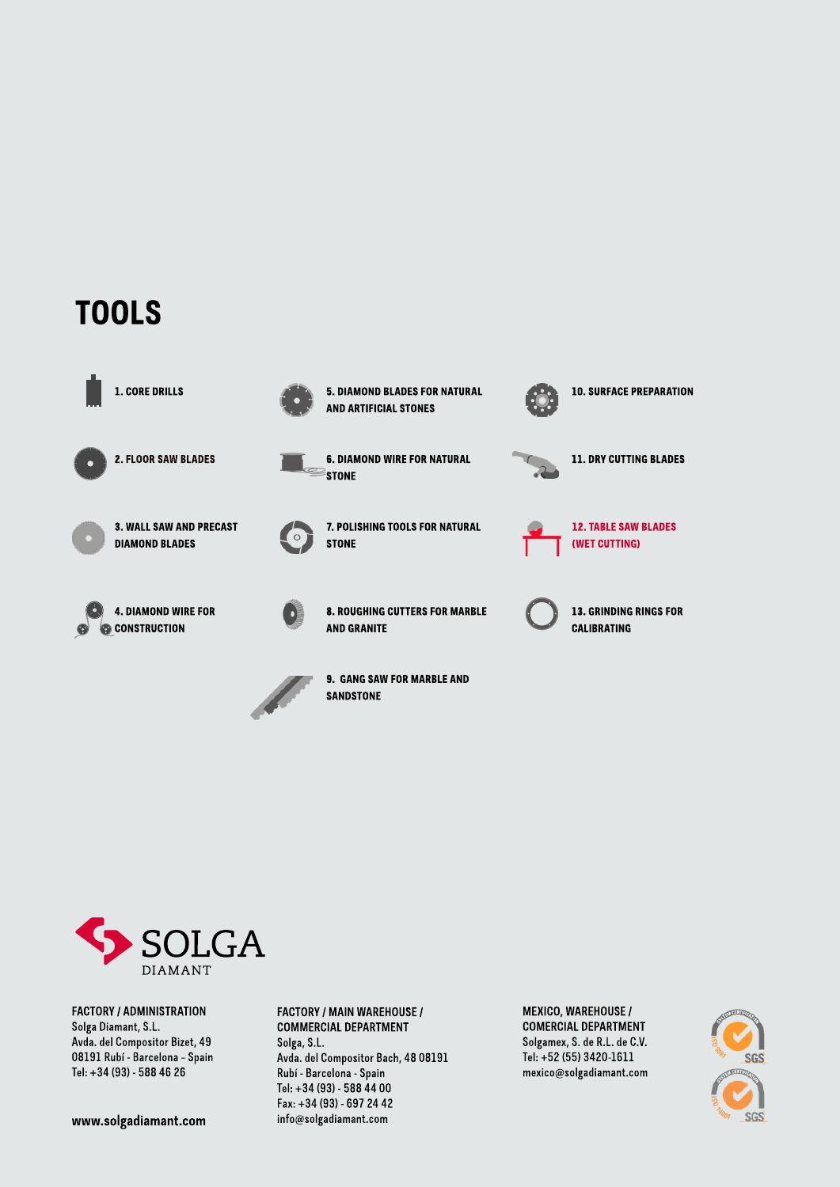# TOOLS

1. CORE DRILLS
2. FLOOR SAW BLADES
3. WALL SAW AND PRECAST DIAMOND BLADES
4. DIAMOND WIRE FOR CONSTRUCTION
5. DIAMOND BLADES FOR NATURAL AND ARTIFICIAL STONES
6. DIAMOND WIRE FOR NATURAL STONE
7. POLISHING TOOLS FOR NATURAL STONE
8. ROUGHING CUTTERS FOR MARBLE AND GRANITE
9. GANG SAW FOR MARBLE AND SANDSTONE
10. SURFACE PREPARATION
11. DRY CUTTING BLADES
12. TABLE SAW BLADES (WET CUTTING)
13. GRINDING RINGS FOR CALIBRATING

SOLGA DIAMANT

**FACTORY / ADMINISTRATION**
Solga Diamant, S.L.
Avda. del Compositor Bizet, 49
08191 Rubí - Barcelona - Spain
Tel: +34 (93) - 588 46 26

**www.solgadiamant.com**

**FACTORY / MAIN WAREHOUSE / COMMERCIAL DEPARTMENT**
Solga, S.L.
Avda. del Compositor Bach, 48 08191
Rubí - Barcelona - Spain
Tel: +34 (93) - 588 44 00
Fax: +34 (93) - 697 24 42
info@solgadiamant.com

**MEXICO, WAREHOUSE / COMERCIAL DEPARTMENT**
Solgamex, S. de R.L. de C.V.
Tel: +52 (55) 3420-1611
mexico@solgadiamant.com